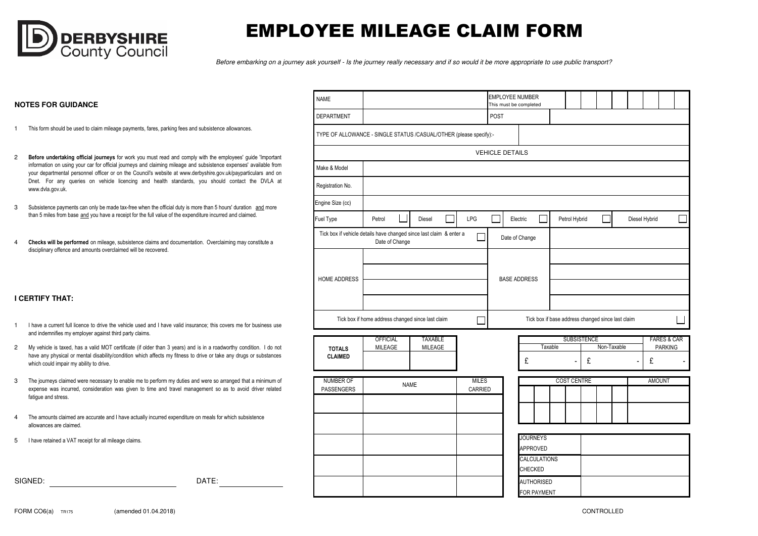DERBYSHIRE County Council

# EMPLOYEE MILEAGE CLAIM FORM

*Before embarking on a journey ask yourself - Is the journey really necessary and if so would it be more appropriate to use public transport?*

## NOTES FOR GUIDANCE

1. This form should be used to claim mileage payments, fares, parking fees and subsistence allowances.

2. **Before undertaking official journeys** for work you must read and comply with the employees' guide 'Important information on using your car for official journeys and claiming mileage and subsistence expenses' available from your departmental personnel officer or on the Council's website at www.derbyshire.gov.uk/payparticulars and on Dnet. For any queries on vehicle licencing and health standards, you should contact the DVLA at www.dvla.gov.uk.

3. Subsistence payments can only be made tax-free when the official duty is more than 5 hours' duration and more than 5 miles from base and you have a receipt for the full value of the expenditure incurred and claimed.

4. **Checks will be performed** on mileage, subsistence claims and documentation. Overclaiming may constitute a disciplinary offence and amounts overclaimed will be recovered.

## I CERTIFY THAT:

1. I have a current full licence to drive the vehicle used and I have valid insurance; this covers me for business use and indemnifies my employer against third party claims.

2. My vehicle is taxed, has a valid MOT certificate (if older than 3 years) and is in a roadworthy condition. I do not have any physical or mental disability/condition which affects my fitness to drive or take any drugs or substances which could impair my ability to drive.

3. The journeys claimed were necessary to enable me to perform my duties and were so arranged that a minimum of expense was incurred, consideration was given to time and travel management so as to avoid driver related fatigue and stress.

4. The amounts claimed are accurate and I have actually incurred expenditure on meals for which subsistence allowances are claimed.

5. I have retained a VAT receipt for all mileage claims.

SIGNED: ______________________ DATE: ____________

| NAME | | EMPLOYEE NUMBER This must be completed | |
|---|---|---|---|
| DEPARTMENT | | POST | |
| TYPE OF ALLOWANCE - SINGLE STATUS /CASUAL/OTHER (please specify):- | | | |

**VEHICLE DETAILS**

| | |
|---|---|
| Make & Model | |
| Registration No. | |
| Engine Size (cc) | |
| Fuel Type | Petrol ☐ Diesel ☐ LPG ☐ Electric ☐ Petrol Hybrid ☐ Diesel Hybrid ☐ |
| Tick box if vehicle details have changed since last claim & enter a Date of Change ☐ | Date of Change |

| HOME ADDRESS | | BASE ADDRESS | |
|---|---|---|---|
| Tick box if home address changed since last claim ☐ | | Tick box if base address changed since last claim ☐ | |

| TOTALS CLAIMED | OFFICIAL MILEAGE | TAXABLE MILEAGE |
|---|---|---|
| | | |

| SUBSISTENCE | | FARES & CAR PARKING |
|---|---|---|
| Taxable | Non-Taxable | |
| £ - | £ - | £ - |

| NUMBER OF PASSENGERS | NAME | MILES CARRIED |
|---|---|---|
| | | |
| | | |
| | | |
| | | |
| | | |

| COST CENTRE | AMOUNT |
|---|---|
| | |
| | |

| | |
|---|---|
| JOURNEYS APPROVED | |
| CALCULATIONS CHECKED | |
| AUTHORISED FOR PAYMENT | |

FORM CO6(a) TR175 (amended 01.04.2018)

CONTROLLED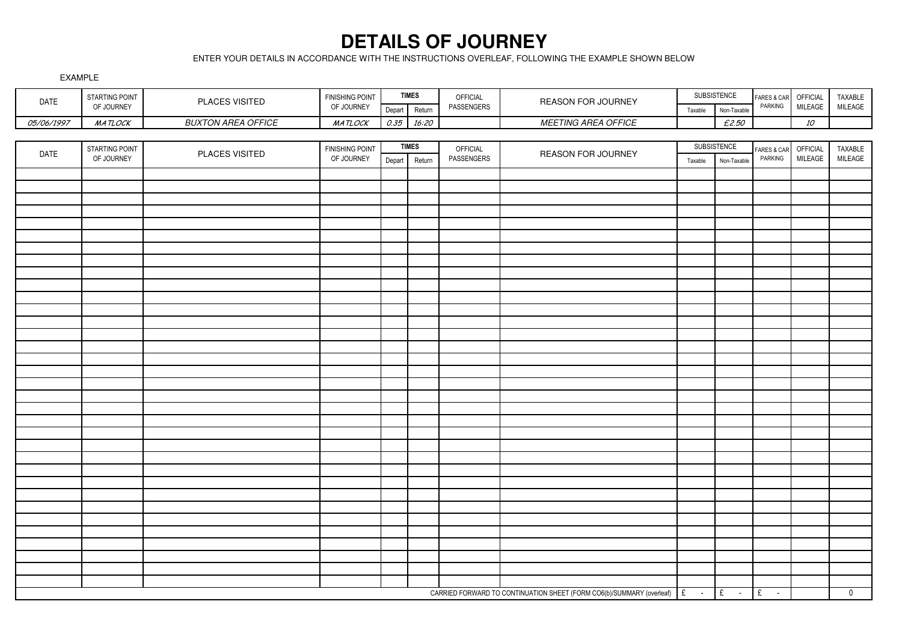# DETAILS OF JOURNEY

ENTER YOUR DETAILS IN ACCORDANCE WITH THE INSTRUCTIONS OVERLEAF, FOLLOWING THE EXAMPLE SHOWN BELOW

EXAMPLE

| DATE | STARTING POINT OF JOURNEY | PLACES VISITED | FINISHING POINT OF JOURNEY | TIMES | | OFFICIAL PASSENGERS | REASON FOR JOURNEY | SUBSISTENCE | | FARES & CAR PARKING | OFFICIAL MILEAGE | TAXABLE MILEAGE |
|---|---|---|---|---|---|---|---|---|---|---|---|---|
| | | | | Depart | Return | | | Taxable | Non-Taxable | | | |
| *05/06/1997* | *MATLOCK* | *BUXTON AREA OFFICE* | *MATLOCK* | *0.35* | *16:20* | | *MEETING AREA OFFICE* | | *£2.50* | | *10* | |

| DATE | STARTING POINT OF JOURNEY | PLACES VISITED | FINISHING POINT OF JOURNEY | TIMES | | OFFICIAL PASSENGERS | REASON FOR JOURNEY | SUBSISTENCE | | FARES & CAR PARKING | OFFICIAL MILEAGE | TAXABLE MILEAGE |
|---|---|---|---|---|---|---|---|---|---|---|---|---|
| | | | | Depart | Return | | | Taxable | Non-Taxable | | | |
| | | | | | | | | | | | | |
| | | | | | | | | | | | | |
| | | | | | | | | | | | | |
| | | | | | | | | | | | | |
| | | | | | | | | | | | | |
| | | | | | | | | | | | | |
| | | | | | | | | | | | | |
| | | | | | | | | | | | | |
| | | | | | | | | | | | | |
| | | | | | | | | | | | | |
| | | | | | | | | | | | | |
| | | | | | | | | | | | | |
| | | | | | | | | | | | | |
| | | | | | | | | | | | | |
| | | | | | | | | | | | | |
| | | | | | | | | | | | | |
| | | | | | | | | | | | | |
| | | | | | | | | | | | | |
| | | | | | | | | | | | | |
| | | | | | | | | | | | | |
| | | | | | | | | | | | | |
| | | | | | | | | | | | | |
| | | | | | | | | | | | | |
| | | | | | | | | | | | | |
| | | | | | | | | | | | | |
| | | | | | | | | | | | | |
| | | | | | | | | | | | | |
| | | | | | | | | | | | | |
| | | | | | | | | | | | | |
| | | | | | | | | | | | | |
| | | | | | | | | | | | | |
| | | | | | | | | | | | | |
| | | | | | | | | | | | | |
| | | | | | | | | | | | | |
| | | | | | | | CARRIED FORWARD TO CONTINUATION SHEET (FORM CO6(b)/SUMMARY (overleaf) | £ - | £ - | £ - | | 0 |